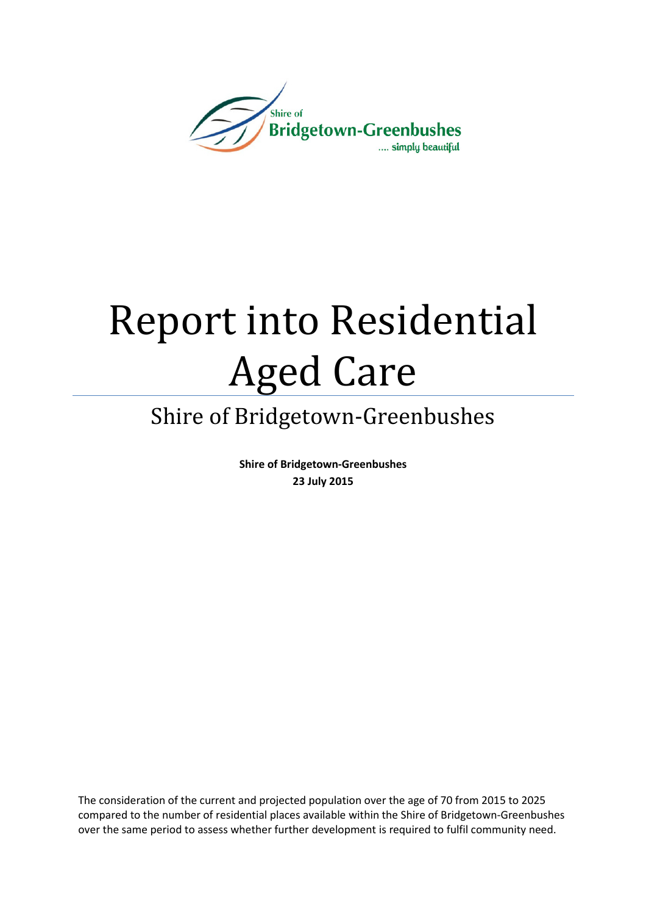Shire of
Bridgetown-Greenbushes
.... simply beautiful

# Report into Residential Aged Care

## Shire of Bridgetown-Greenbushes

**Shire of Bridgetown-Greenbushes**
**23 July 2015**

The consideration of the current and projected population over the age of 70 from 2015 to 2025 compared to the number of residential places available within the Shire of Bridgetown-Greenbushes over the same period to assess whether further development is required to fulfil community need.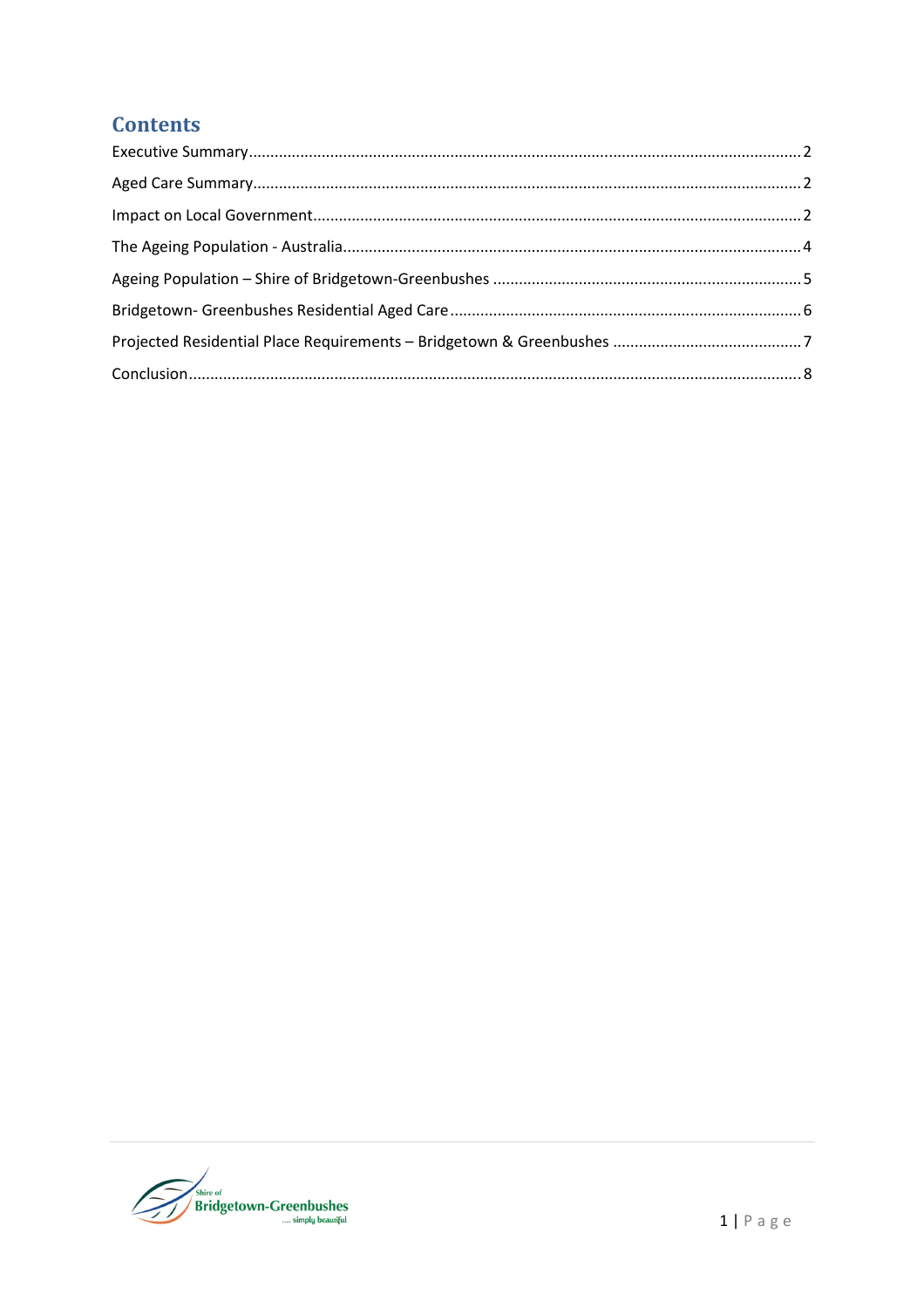## Contents

Executive Summary .......... 2

Aged Care Summary .......... 2

Impact on Local Government .......... 2

The Ageing Population - Australia .......... 4

Ageing Population – Shire of Bridgetown-Greenbushes .......... 5

Bridgetown- Greenbushes Residential Aged Care .......... 6

Projected Residential Place Requirements – Bridgetown & Greenbushes .......... 7

Conclusion .......... 8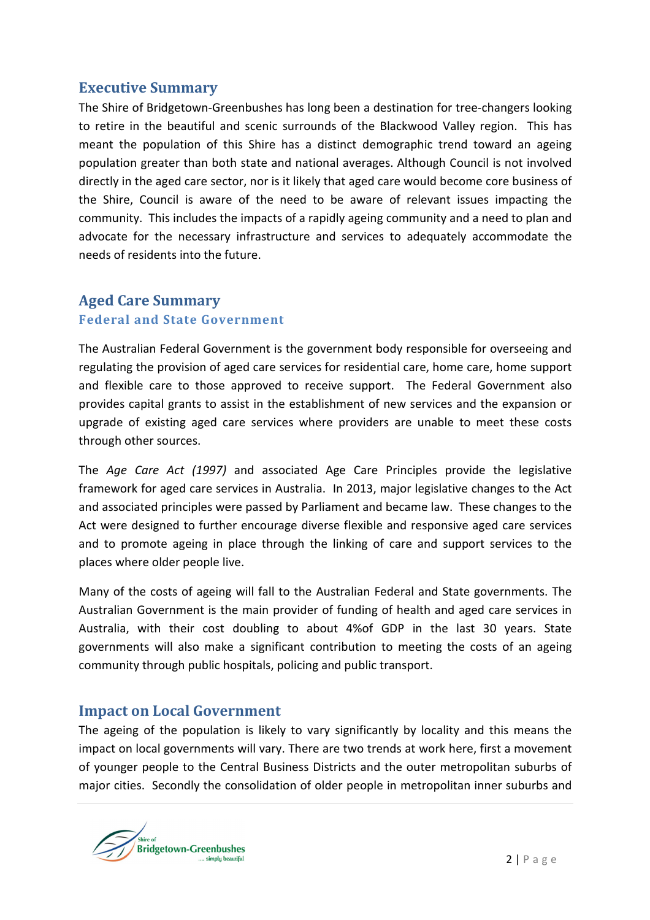## Executive Summary

The Shire of Bridgetown-Greenbushes has long been a destination for tree-changers looking to retire in the beautiful and scenic surrounds of the Blackwood Valley region. This has meant the population of this Shire has a distinct demographic trend toward an ageing population greater than both state and national averages. Although Council is not involved directly in the aged care sector, nor is it likely that aged care would become core business of the Shire, Council is aware of the need to be aware of relevant issues impacting the community. This includes the impacts of a rapidly ageing community and a need to plan and advocate for the necessary infrastructure and services to adequately accommodate the needs of residents into the future.

## Aged Care Summary

### Federal and State Government

The Australian Federal Government is the government body responsible for overseeing and regulating the provision of aged care services for residential care, home care, home support and flexible care to those approved to receive support. The Federal Government also provides capital grants to assist in the establishment of new services and the expansion or upgrade of existing aged care services where providers are unable to meet these costs through other sources.

The *Age Care Act (1997)* and associated Age Care Principles provide the legislative framework for aged care services in Australia. In 2013, major legislative changes to the Act and associated principles were passed by Parliament and became law. These changes to the Act were designed to further encourage diverse flexible and responsive aged care services and to promote ageing in place through the linking of care and support services to the places where older people live.

Many of the costs of ageing will fall to the Australian Federal and State governments. The Australian Government is the main provider of funding of health and aged care services in Australia, with their cost doubling to about 4%of GDP in the last 30 years. State governments will also make a significant contribution to meeting the costs of an ageing community through public hospitals, policing and public transport.

## Impact on Local Government

The ageing of the population is likely to vary significantly by locality and this means the impact on local governments will vary. There are two trends at work here, first a movement of younger people to the Central Business Districts and the outer metropolitan suburbs of major cities. Secondly the consolidation of older people in metropolitan inner suburbs and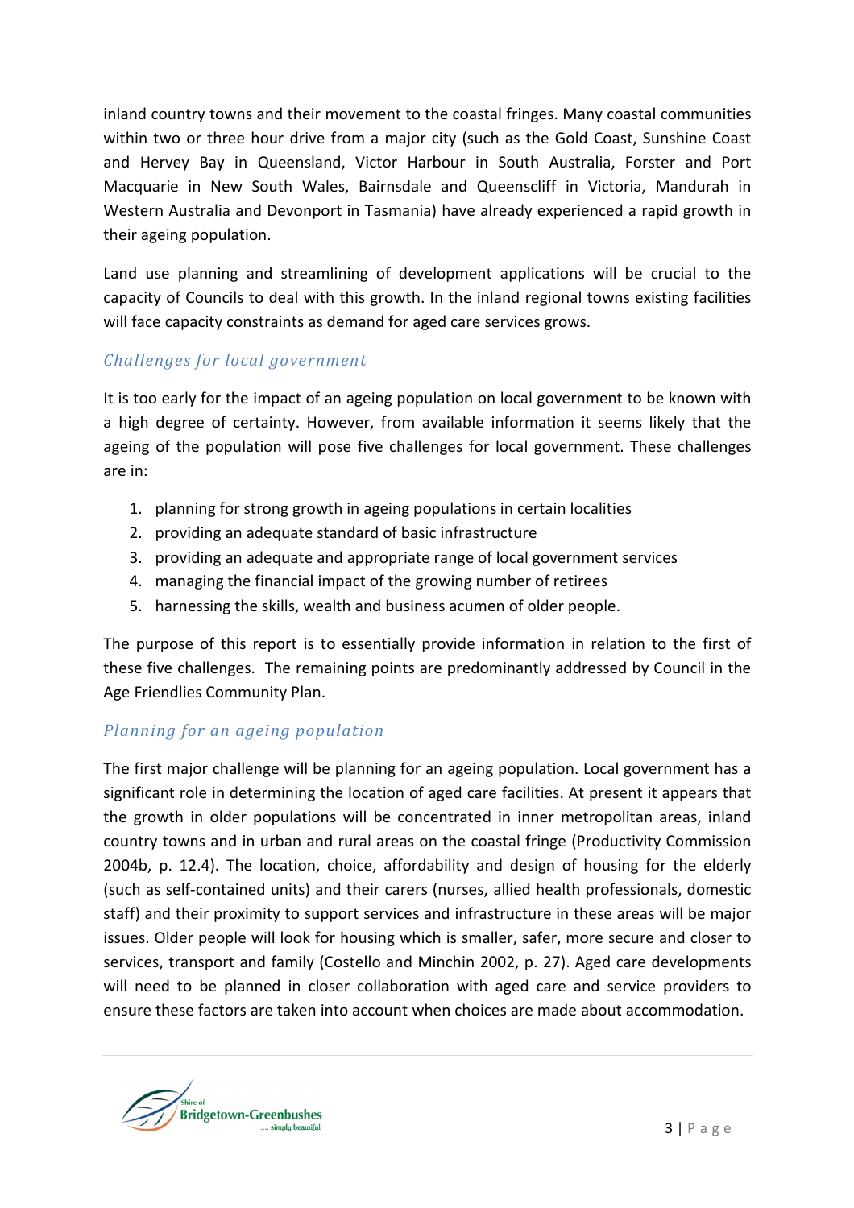inland country towns and their movement to the coastal fringes. Many coastal communities within two or three hour drive from a major city (such as the Gold Coast, Sunshine Coast and Hervey Bay in Queensland, Victor Harbour in South Australia, Forster and Port Macquarie in New South Wales, Bairnsdale and Queenscliff in Victoria, Mandurah in Western Australia and Devonport in Tasmania) have already experienced a rapid growth in their ageing population.

Land use planning and streamlining of development applications will be crucial to the capacity of Councils to deal with this growth. In the inland regional towns existing facilities will face capacity constraints as demand for aged care services grows.

### *Challenges for local government*

It is too early for the impact of an ageing population on local government to be known with a high degree of certainty. However, from available information it seems likely that the ageing of the population will pose five challenges for local government. These challenges are in:

1. planning for strong growth in ageing populations in certain localities
2. providing an adequate standard of basic infrastructure
3. providing an adequate and appropriate range of local government services
4. managing the financial impact of the growing number of retirees
5. harnessing the skills, wealth and business acumen of older people.

The purpose of this report is to essentially provide information in relation to the first of these five challenges. The remaining points are predominantly addressed by Council in the Age Friendlies Community Plan.

### *Planning for an ageing population*

The first major challenge will be planning for an ageing population. Local government has a significant role in determining the location of aged care facilities. At present it appears that the growth in older populations will be concentrated in inner metropolitan areas, inland country towns and in urban and rural areas on the coastal fringe (Productivity Commission 2004b, p. 12.4). The location, choice, affordability and design of housing for the elderly (such as self-contained units) and their carers (nurses, allied health professionals, domestic staff) and their proximity to support services and infrastructure in these areas will be major issues. Older people will look for housing which is smaller, safer, more secure and closer to services, transport and family (Costello and Minchin 2002, p. 27). Aged care developments will need to be planned in closer collaboration with aged care and service providers to ensure these factors are taken into account when choices are made about accommodation.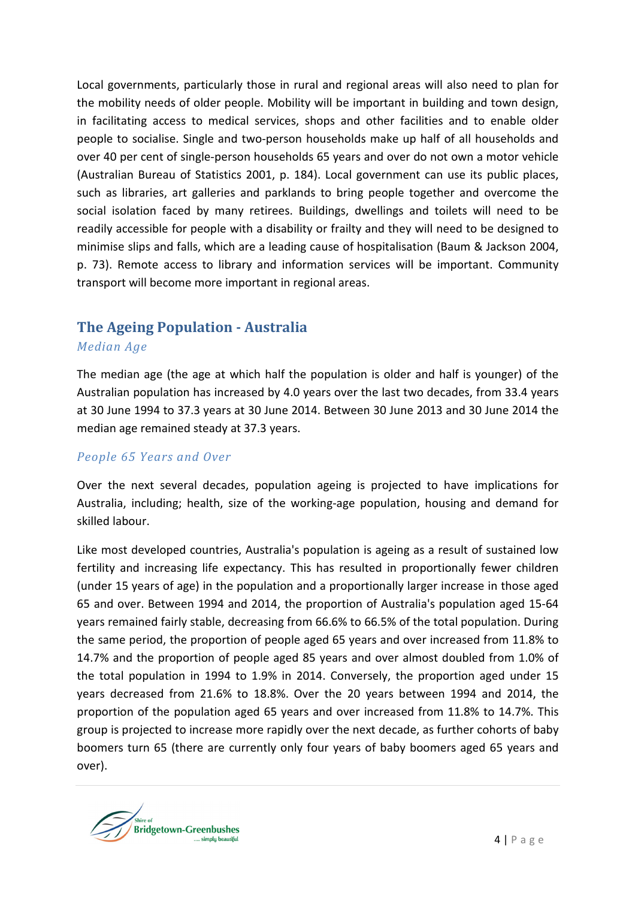Local governments, particularly those in rural and regional areas will also need to plan for the mobility needs of older people. Mobility will be important in building and town design, in facilitating access to medical services, shops and other facilities and to enable older people to socialise. Single and two-person households make up half of all households and over 40 per cent of single-person households 65 years and over do not own a motor vehicle (Australian Bureau of Statistics 2001, p. 184). Local government can use its public places, such as libraries, art galleries and parklands to bring people together and overcome the social isolation faced by many retirees. Buildings, dwellings and toilets will need to be readily accessible for people with a disability or frailty and they will need to be designed to minimise slips and falls, which are a leading cause of hospitalisation (Baum & Jackson 2004, p. 73). Remote access to library and information services will be important. Community transport will become more important in regional areas.

## The Ageing Population - Australia

### *Median Age*

The median age (the age at which half the population is older and half is younger) of the Australian population has increased by 4.0 years over the last two decades, from 33.4 years at 30 June 1994 to 37.3 years at 30 June 2014. Between 30 June 2013 and 30 June 2014 the median age remained steady at 37.3 years.

### *People 65 Years and Over*

Over the next several decades, population ageing is projected to have implications for Australia, including; health, size of the working-age population, housing and demand for skilled labour.

Like most developed countries, Australia's population is ageing as a result of sustained low fertility and increasing life expectancy. This has resulted in proportionally fewer children (under 15 years of age) in the population and a proportionally larger increase in those aged 65 and over. Between 1994 and 2014, the proportion of Australia's population aged 15-64 years remained fairly stable, decreasing from 66.6% to 66.5% of the total population. During the same period, the proportion of people aged 65 years and over increased from 11.8% to 14.7% and the proportion of people aged 85 years and over almost doubled from 1.0% of the total population in 1994 to 1.9% in 2014. Conversely, the proportion aged under 15 years decreased from 21.6% to 18.8%. Over the 20 years between 1994 and 2014, the proportion of the population aged 65 years and over increased from 11.8% to 14.7%. This group is projected to increase more rapidly over the next decade, as further cohorts of baby boomers turn 65 (there are currently only four years of baby boomers aged 65 years and over).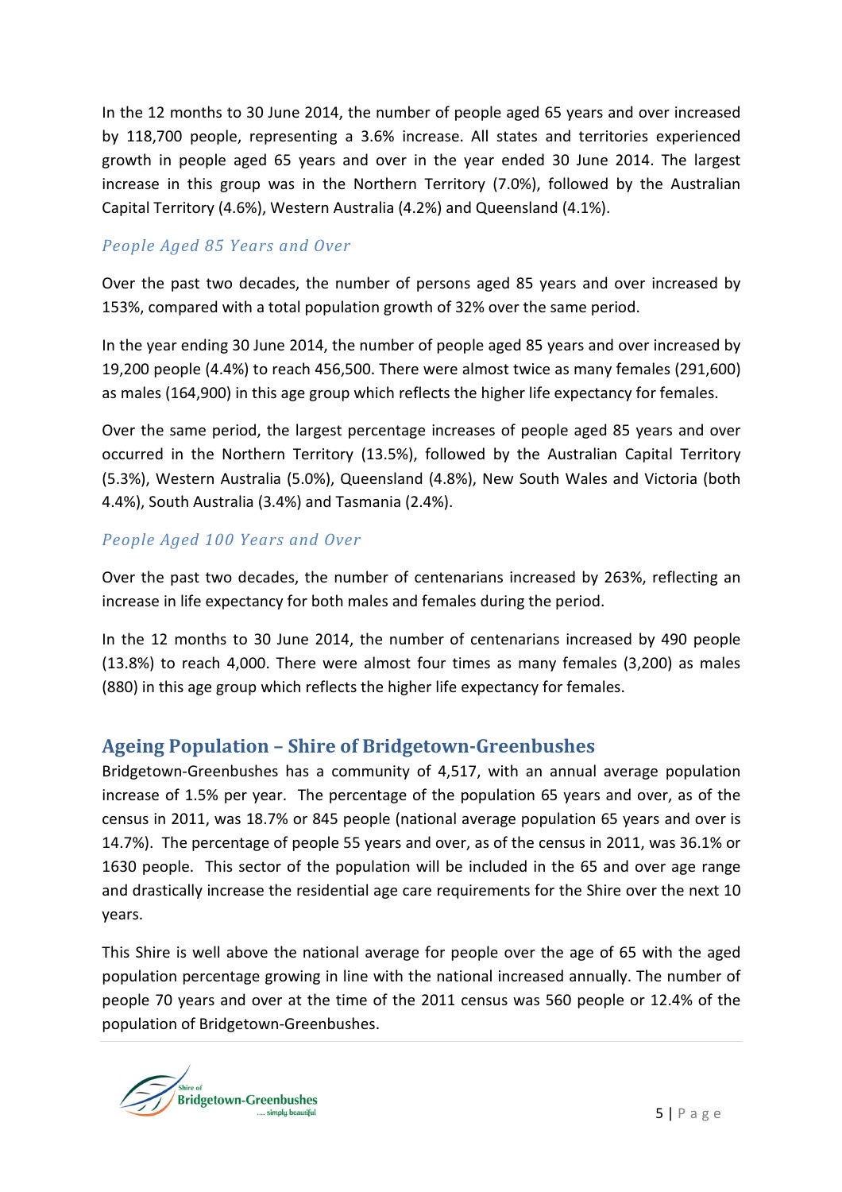In the 12 months to 30 June 2014, the number of people aged 65 years and over increased by 118,700 people, representing a 3.6% increase. All states and territories experienced growth in people aged 65 years and over in the year ended 30 June 2014. The largest increase in this group was in the Northern Territory (7.0%), followed by the Australian Capital Territory (4.6%), Western Australia (4.2%) and Queensland (4.1%).

### *People Aged 85 Years and Over*

Over the past two decades, the number of persons aged 85 years and over increased by 153%, compared with a total population growth of 32% over the same period.

In the year ending 30 June 2014, the number of people aged 85 years and over increased by 19,200 people (4.4%) to reach 456,500. There were almost twice as many females (291,600) as males (164,900) in this age group which reflects the higher life expectancy for females.

Over the same period, the largest percentage increases of people aged 85 years and over occurred in the Northern Territory (13.5%), followed by the Australian Capital Territory (5.3%), Western Australia (5.0%), Queensland (4.8%), New South Wales and Victoria (both 4.4%), South Australia (3.4%) and Tasmania (2.4%).

### *People Aged 100 Years and Over*

Over the past two decades, the number of centenarians increased by 263%, reflecting an increase in life expectancy for both males and females during the period.

In the 12 months to 30 June 2014, the number of centenarians increased by 490 people (13.8%) to reach 4,000. There were almost four times as many females (3,200) as males (880) in this age group which reflects the higher life expectancy for females.

## Ageing Population – Shire of Bridgetown-Greenbushes

Bridgetown-Greenbushes has a community of 4,517, with an annual average population increase of 1.5% per year. The percentage of the population 65 years and over, as of the census in 2011, was 18.7% or 845 people (national average population 65 years and over is 14.7%). The percentage of people 55 years and over, as of the census in 2011, was 36.1% or 1630 people. This sector of the population will be included in the 65 and over age range and drastically increase the residential age care requirements for the Shire over the next 10 years.

This Shire is well above the national average for people over the age of 65 with the aged population percentage growing in line with the national increased annually. The number of people 70 years and over at the time of the 2011 census was 560 people or 12.4% of the population of Bridgetown-Greenbushes.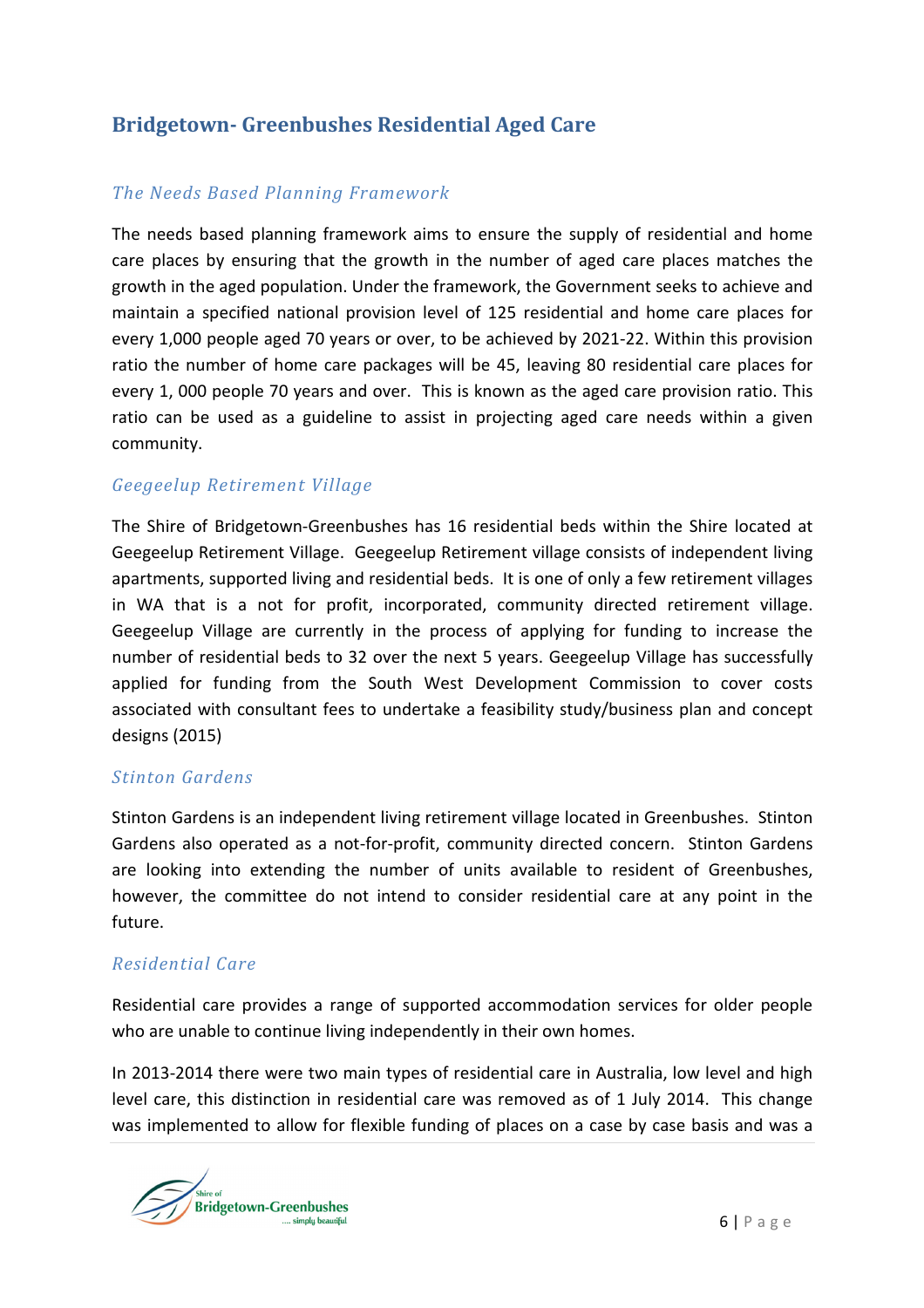## Bridgetown- Greenbushes Residential Aged Care

### *The Needs Based Planning Framework*

The needs based planning framework aims to ensure the supply of residential and home care places by ensuring that the growth in the number of aged care places matches the growth in the aged population. Under the framework, the Government seeks to achieve and maintain a specified national provision level of 125 residential and home care places for every 1,000 people aged 70 years or over, to be achieved by 2021-22. Within this provision ratio the number of home care packages will be 45, leaving 80 residential care places for every 1, 000 people 70 years and over. This is known as the aged care provision ratio. This ratio can be used as a guideline to assist in projecting aged care needs within a given community.

### *Geegeelup Retirement Village*

The Shire of Bridgetown-Greenbushes has 16 residential beds within the Shire located at Geegeelup Retirement Village. Geegeelup Retirement village consists of independent living apartments, supported living and residential beds. It is one of only a few retirement villages in WA that is a not for profit, incorporated, community directed retirement village. Geegeelup Village are currently in the process of applying for funding to increase the number of residential beds to 32 over the next 5 years. Geegeelup Village has successfully applied for funding from the South West Development Commission to cover costs associated with consultant fees to undertake a feasibility study/business plan and concept designs (2015)

### *Stinton Gardens*

Stinton Gardens is an independent living retirement village located in Greenbushes. Stinton Gardens also operated as a not-for-profit, community directed concern. Stinton Gardens are looking into extending the number of units available to resident of Greenbushes, however, the committee do not intend to consider residential care at any point in the future.

### *Residential Care*

Residential care provides a range of supported accommodation services for older people who are unable to continue living independently in their own homes.

In 2013-2014 there were two main types of residential care in Australia, low level and high level care, this distinction in residential care was removed as of 1 July 2014. This change was implemented to allow for flexible funding of places on a case by case basis and was a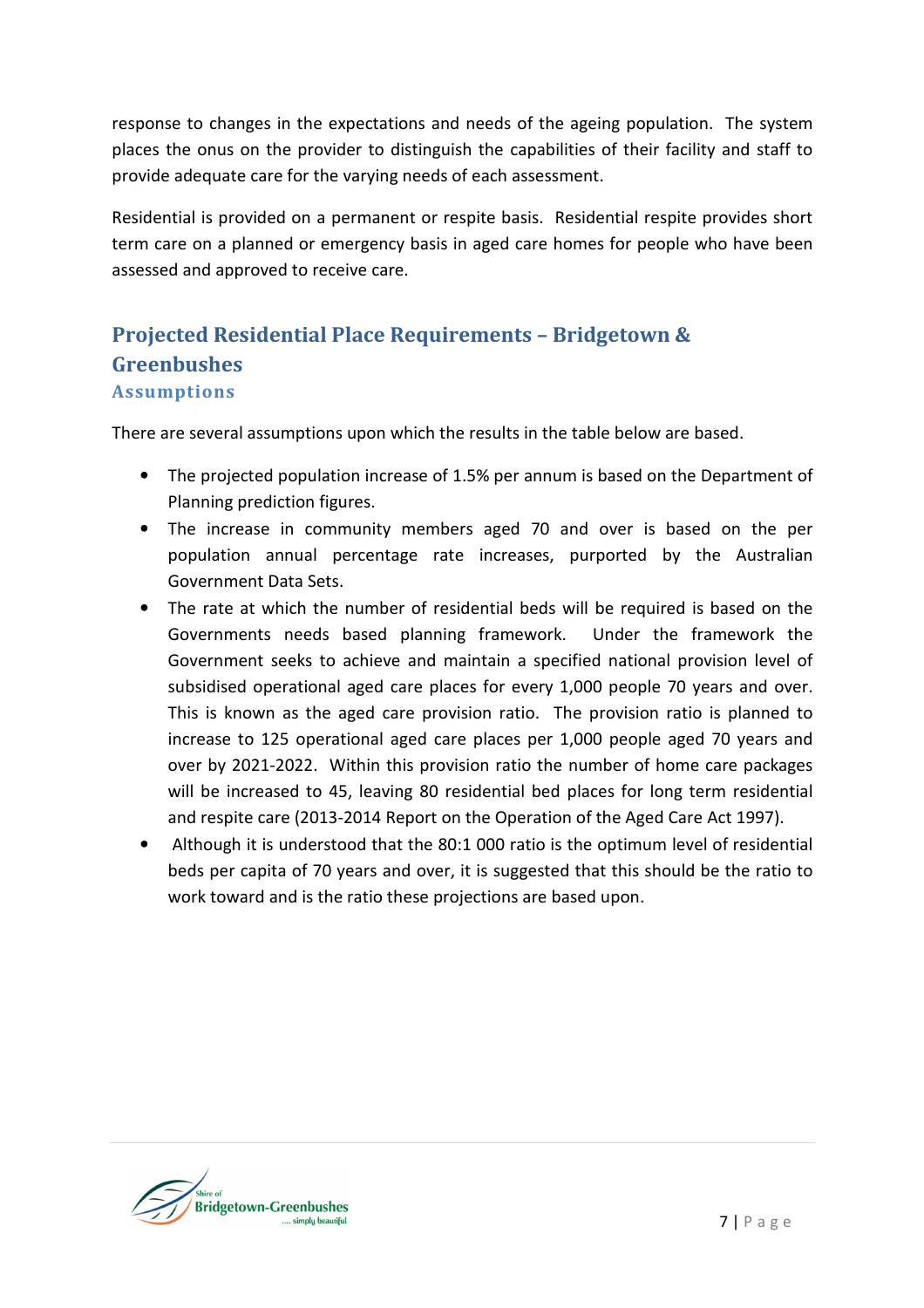response to changes in the expectations and needs of the ageing population. The system places the onus on the provider to distinguish the capabilities of their facility and staff to provide adequate care for the varying needs of each assessment.

Residential is provided on a permanent or respite basis. Residential respite provides short term care on a planned or emergency basis in aged care homes for people who have been assessed and approved to receive care.

## Projected Residential Place Requirements – Bridgetown & Greenbushes

### Assumptions

There are several assumptions upon which the results in the table below are based.

- The projected population increase of 1.5% per annum is based on the Department of Planning prediction figures.
- The increase in community members aged 70 and over is based on the per population annual percentage rate increases, purported by the Australian Government Data Sets.
- The rate at which the number of residential beds will be required is based on the Governments needs based planning framework. Under the framework the Government seeks to achieve and maintain a specified national provision level of subsidised operational aged care places for every 1,000 people 70 years and over. This is known as the aged care provision ratio. The provision ratio is planned to increase to 125 operational aged care places per 1,000 people aged 70 years and over by 2021-2022. Within this provision ratio the number of home care packages will be increased to 45, leaving 80 residential bed places for long term residential and respite care (2013-2014 Report on the Operation of the Aged Care Act 1997).
- Although it is understood that the 80:1 000 ratio is the optimum level of residential beds per capita of 70 years and over, it is suggested that this should be the ratio to work toward and is the ratio these projections are based upon.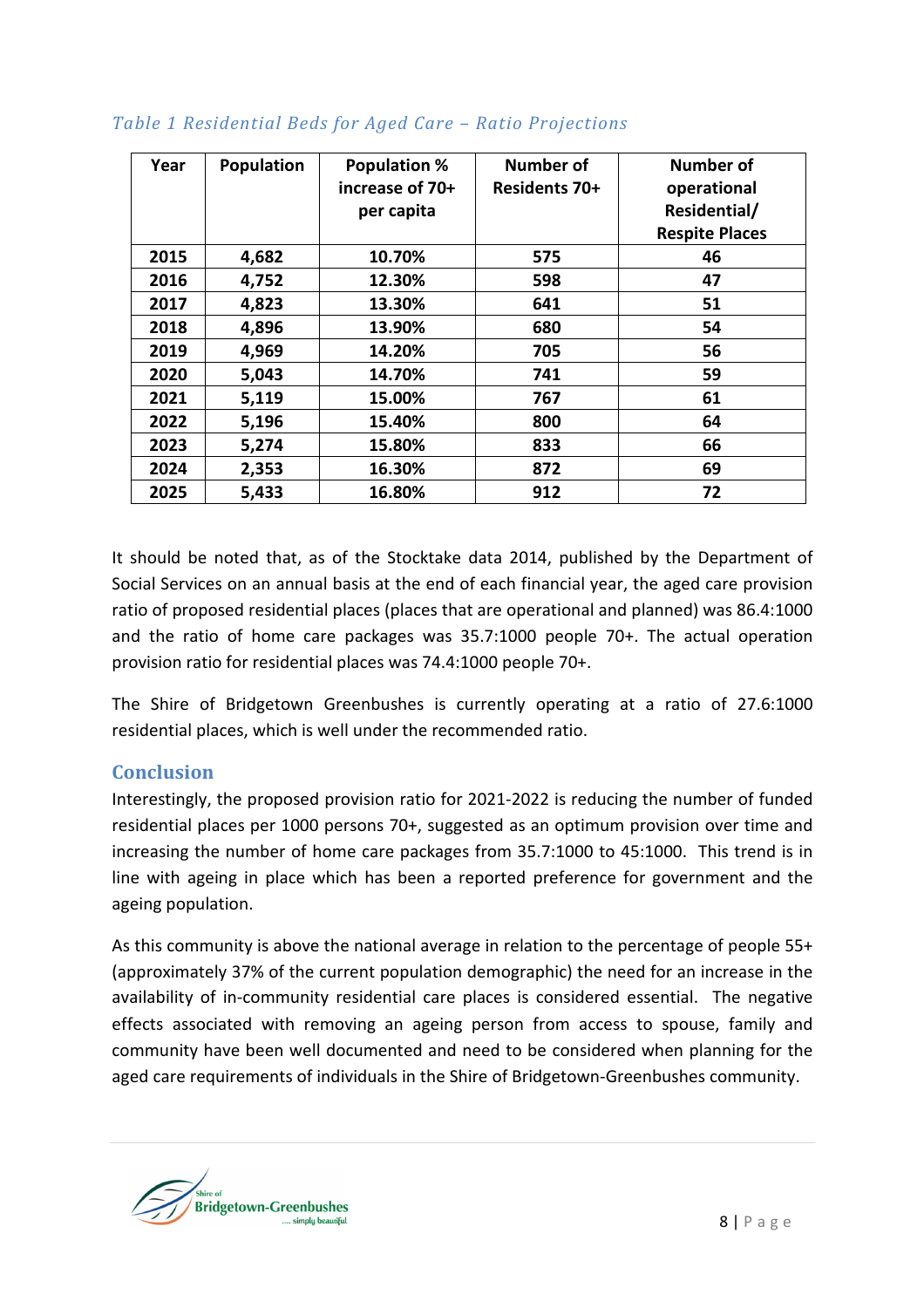*Table 1 Residential Beds for Aged Care – Ratio Projections*

| Year | Population | Population % increase of 70+ per capita | Number of Residents 70+ | Number of operational Residential/ Respite Places |
|---|---|---|---|---|
| 2015 | 4,682 | 10.70% | 575 | 46 |
| 2016 | 4,752 | 12.30% | 598 | 47 |
| 2017 | 4,823 | 13.30% | 641 | 51 |
| 2018 | 4,896 | 13.90% | 680 | 54 |
| 2019 | 4,969 | 14.20% | 705 | 56 |
| 2020 | 5,043 | 14.70% | 741 | 59 |
| 2021 | 5,119 | 15.00% | 767 | 61 |
| 2022 | 5,196 | 15.40% | 800 | 64 |
| 2023 | 5,274 | 15.80% | 833 | 66 |
| 2024 | 2,353 | 16.30% | 872 | 69 |
| 2025 | 5,433 | 16.80% | 912 | 72 |

It should be noted that, as of the Stocktake data 2014, published by the Department of Social Services on an annual basis at the end of each financial year, the aged care provision ratio of proposed residential places (places that are operational and planned) was 86.4:1000 and the ratio of home care packages was 35.7:1000 people 70+. The actual operation provision ratio for residential places was 74.4:1000 people 70+.

The Shire of Bridgetown Greenbushes is currently operating at a ratio of 27.6:1000 residential places, which is well under the recommended ratio.

## Conclusion

Interestingly, the proposed provision ratio for 2021-2022 is reducing the number of funded residential places per 1000 persons 70+, suggested as an optimum provision over time and increasing the number of home care packages from 35.7:1000 to 45:1000. This trend is in line with ageing in place which has been a reported preference for government and the ageing population.

As this community is above the national average in relation to the percentage of people 55+ (approximately 37% of the current population demographic) the need for an increase in the availability of in-community residential care places is considered essential. The negative effects associated with removing an ageing person from access to spouse, family and community have been well documented and need to be considered when planning for the aged care requirements of individuals in the Shire of Bridgetown-Greenbushes community.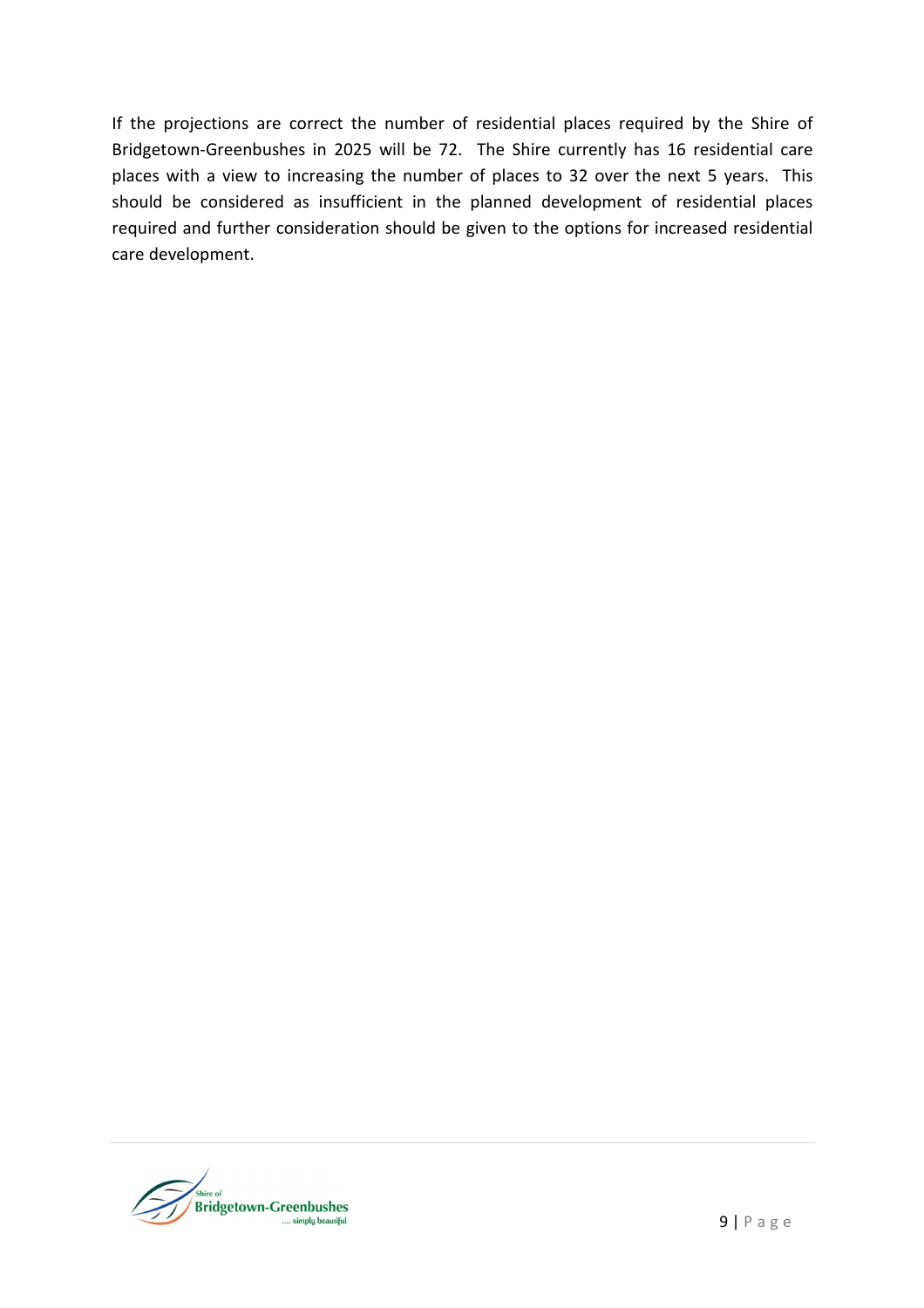If the projections are correct the number of residential places required by the Shire of Bridgetown-Greenbushes in 2025 will be 72. The Shire currently has 16 residential care places with a view to increasing the number of places to 32 over the next 5 years. This should be considered as insufficient in the planned development of residential places required and further consideration should be given to the options for increased residential care development.